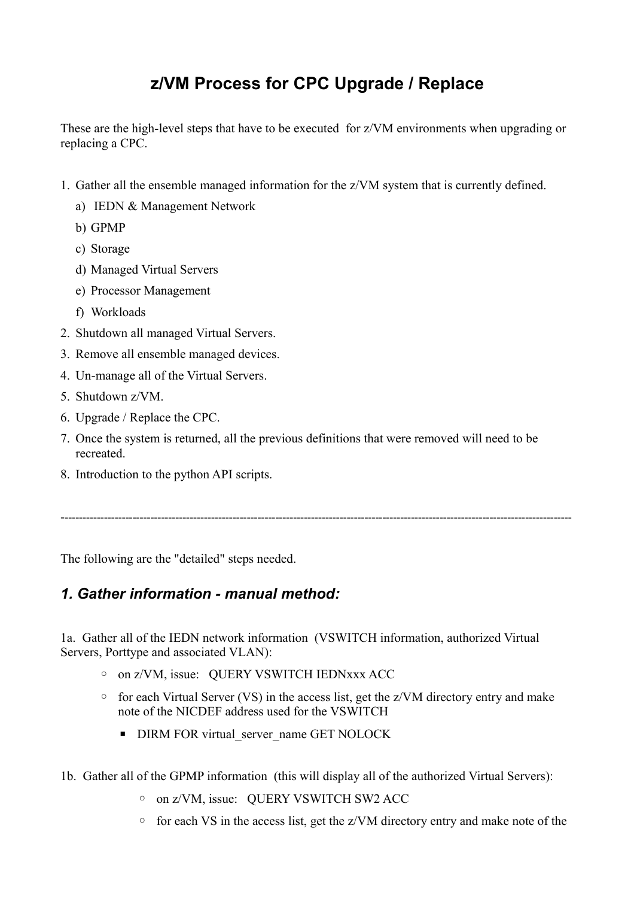# z/VM Process for CPC Upgrade / Replace

These are the high-level steps that have to be executed for z/VM environments when upgrading or replacing a CPC.

1. Gather all the ensemble managed information for the z/VM system that is currently defined.
   a) IEDN & Management Network
   b) GPMP
   c) Storage
   d) Managed Virtual Servers
   e) Processor Management
   f) Workloads
2. Shutdown all managed Virtual Servers.
3. Remove all ensemble managed devices.
4. Un-manage all of the Virtual Servers.
5. Shutdown z/VM.
6. Upgrade / Replace the CPC.
7. Once the system is returned, all the previous definitions that were removed will need to be recreated.
8. Introduction to the python API scripts.

---

The following are the "detailed" steps needed.

## *1. Gather information - manual method:*

1a. Gather all of the IEDN network information (VSWITCH information, authorized Virtual Servers, Porttype and associated VLAN):

- on z/VM, issue: QUERY VSWITCH IEDNxxx ACC
- for each Virtual Server (VS) in the access list, get the z/VM directory entry and make note of the NICDEF address used for the VSWITCH
  - DIRM FOR virtual_server_name GET NOLOCK

1b. Gather all of the GPMP information (this will display all of the authorized Virtual Servers):

- on z/VM, issue: QUERY VSWITCH SW2 ACC
- for each VS in the access list, get the z/VM directory entry and make note of the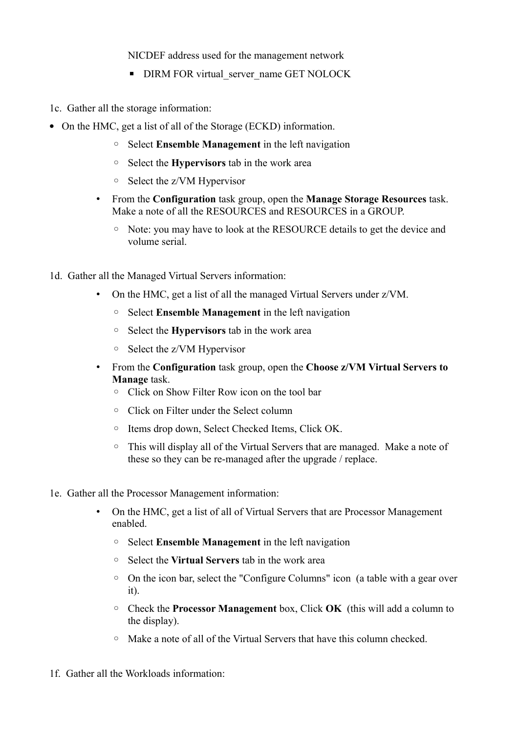NICDEF address used for the management network

- DIRM FOR virtual_server_name GET NOLOCK

1c. Gather all the storage information:

- On the HMC, get a list of all of the Storage (ECKD) information.
  - Select **Ensemble Management** in the left navigation
  - Select the **Hypervisors** tab in the work area
  - Select the z/VM Hypervisor
- From the **Configuration** task group, open the **Manage Storage Resources** task. Make a note of all the RESOURCES and RESOURCES in a GROUP.
  - Note: you may have to look at the RESOURCE details to get the device and volume serial.

1d. Gather all the Managed Virtual Servers information:

- On the HMC, get a list of all the managed Virtual Servers under z/VM.
  - Select **Ensemble Management** in the left navigation
  - Select the **Hypervisors** tab in the work area
  - Select the z/VM Hypervisor
- From the **Configuration** task group, open the **Choose z/VM Virtual Servers to Manage** task.
  - Click on Show Filter Row icon on the tool bar
  - Click on Filter under the Select column
  - Items drop down, Select Checked Items, Click OK.
  - This will display all of the Virtual Servers that are managed. Make a note of these so they can be re-managed after the upgrade / replace.

1e. Gather all the Processor Management information:

- On the HMC, get a list of all of Virtual Servers that are Processor Management enabled.
  - Select **Ensemble Management** in the left navigation
  - Select the **Virtual Servers** tab in the work area
  - On the icon bar, select the "Configure Columns" icon (a table with a gear over it).
  - Check the **Processor Management** box, Click **OK** (this will add a column to the display).
  - Make a note of all of the Virtual Servers that have this column checked.

1f. Gather all the Workloads information: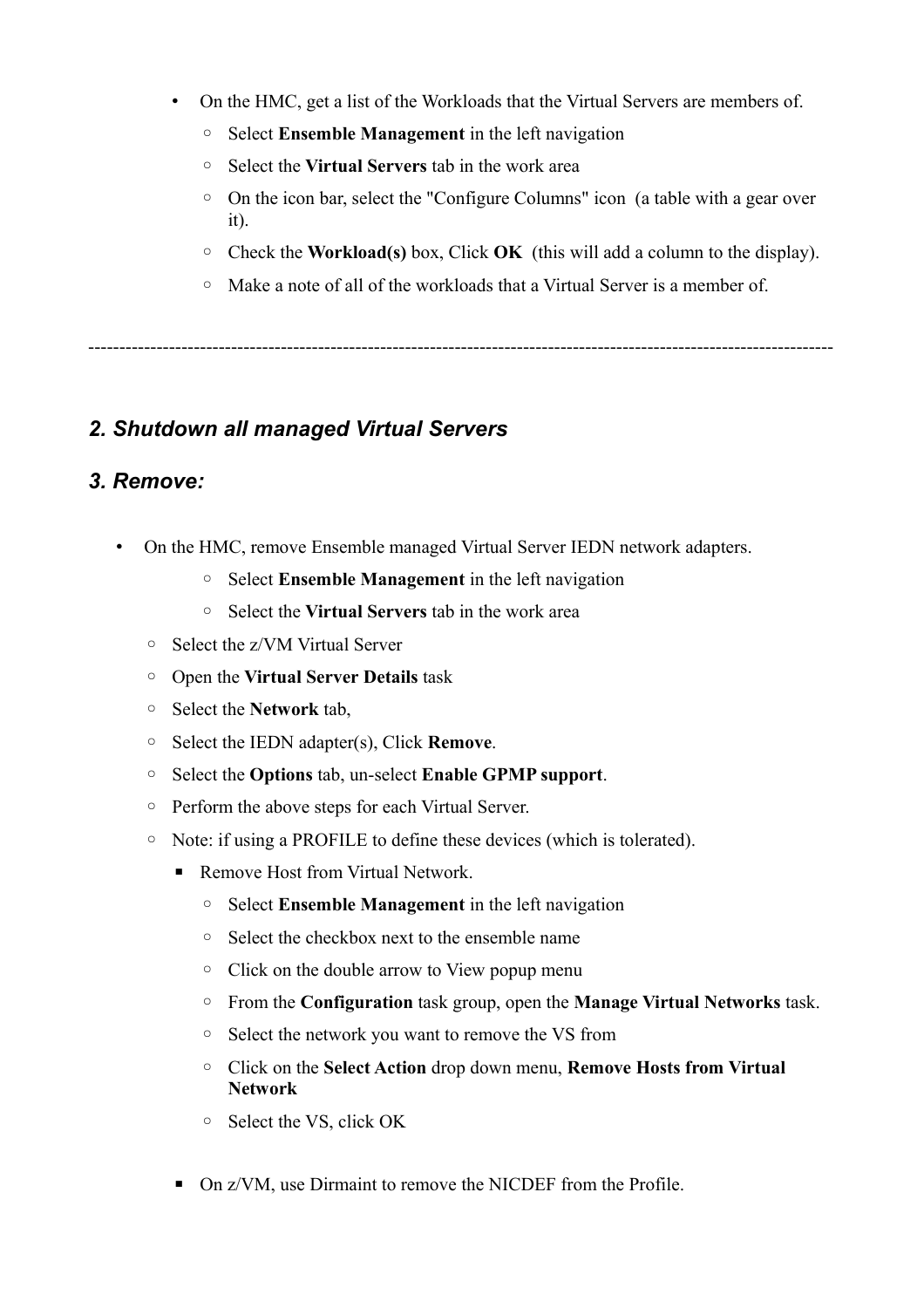- On the HMC, get a list of the Workloads that the Virtual Servers are members of.
  - Select **Ensemble Management** in the left navigation
  - Select the **Virtual Servers** tab in the work area
  - On the icon bar, select the "Configure Columns" icon (a table with a gear over it).
  - Check the **Workload(s)** box, Click **OK** (this will add a column to the display).
  - Make a note of all of the workloads that a Virtual Server is a member of.

---

### *2. Shutdown all managed Virtual Servers*

### *3. Remove:*

- On the HMC, remove Ensemble managed Virtual Server IEDN network adapters.
    - Select **Ensemble Management** in the left navigation
    - Select the **Virtual Servers** tab in the work area
  - Select the z/VM Virtual Server
  - Open the **Virtual Server Details** task
  - Select the **Network** tab,
  - Select the IEDN adapter(s), Click **Remove**.
  - Select the **Options** tab, un-select **Enable GPMP support**.
  - Perform the above steps for each Virtual Server.
  - Note: if using a PROFILE to define these devices (which is tolerated).
    - Remove Host from Virtual Network.
      - Select **Ensemble Management** in the left navigation
      - Select the checkbox next to the ensemble name
      - Click on the double arrow to View popup menu
      - From the **Configuration** task group, open the **Manage Virtual Networks** task.
      - Select the network you want to remove the VS from
      - Click on the **Select Action** drop down menu, **Remove Hosts from Virtual Network**
      - Select the VS, click OK

    - On z/VM, use Dirmaint to remove the NICDEF from the Profile.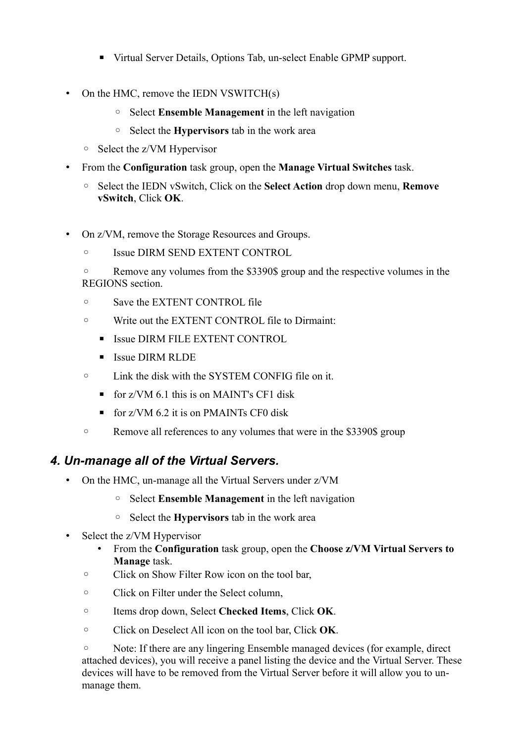- Virtual Server Details, Options Tab, un-select Enable GPMP support.

- On the HMC, remove the IEDN VSWITCH(s)
    - Select **Ensemble Management** in the left navigation
    - Select the **Hypervisors** tab in the work area
  - Select the z/VM Hypervisor
- From the **Configuration** task group, open the **Manage Virtual Switches** task.
  - Select the IEDN vSwitch, Click on the **Select Action** drop down menu, **Remove vSwitch**, Click **OK**.

- On z/VM, remove the Storage Resources and Groups.
  - Issue DIRM SEND EXTENT CONTROL
  - Remove any volumes from the $3390$ group and the respective volumes in the REGIONS section.
  - Save the EXTENT CONTROL file
  - Write out the EXTENT CONTROL file to Dirmaint:
    - Issue DIRM FILE EXTENT CONTROL
    - Issue DIRM RLDE
  - Link the disk with the SYSTEM CONFIG file on it.
    - for z/VM 6.1 this is on MAINT's CF1 disk
    - for z/VM 6.2 it is on PMAINTs CF0 disk
  - Remove all references to any volumes that were in the $3390$ group

### *4. Un-manage all of the Virtual Servers.*

- On the HMC, un-manage all the Virtual Servers under z/VM
    - Select **Ensemble Management** in the left navigation
    - Select the **Hypervisors** tab in the work area
- Select the z/VM Hypervisor
  - From the **Configuration** task group, open the **Choose z/VM Virtual Servers to Manage** task.
  - Click on Show Filter Row icon on the tool bar,
  - Click on Filter under the Select column,
  - Items drop down, Select **Checked Items**, Click **OK**.
  - Click on Deselect All icon on the tool bar, Click **OK**.
  - Note: If there are any lingering Ensemble managed devices (for example, direct attached devices), you will receive a panel listing the device and the Virtual Server. These devices will have to be removed from the Virtual Server before it will allow you to un-manage them.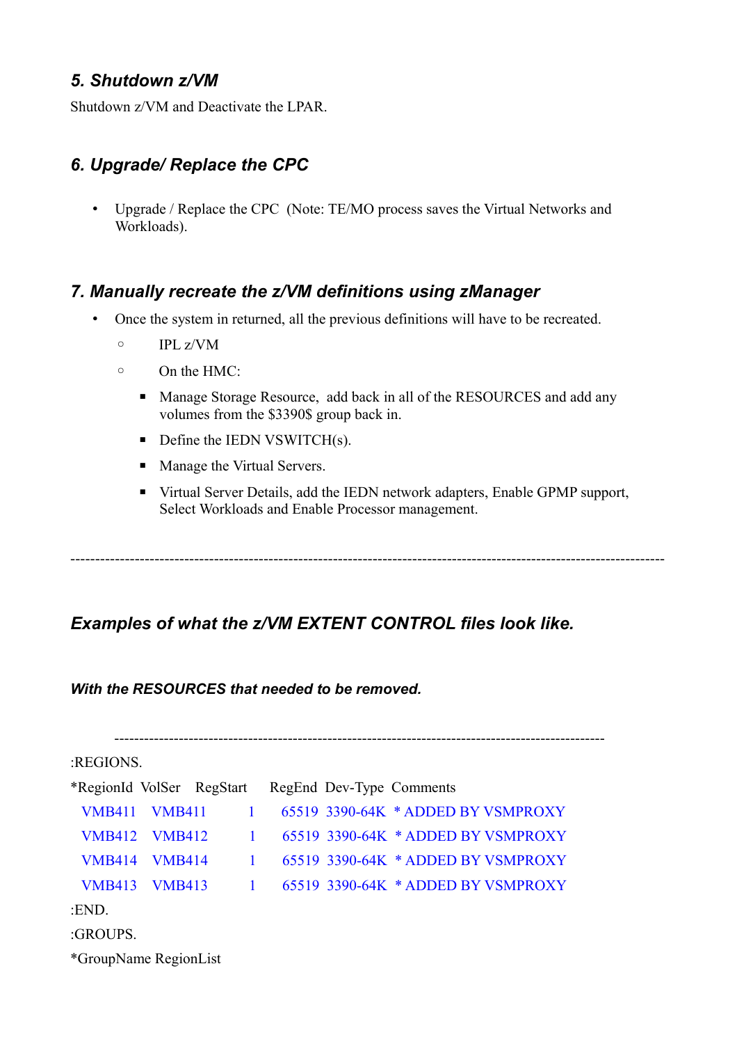### *5. Shutdown z/VM*

Shutdown z/VM and Deactivate the LPAR.

### *6. Upgrade/ Replace the CPC*

- Upgrade / Replace the CPC (Note: TE/MO process saves the Virtual Networks and Workloads).

### *7. Manually recreate the z/VM definitions using zManager*

- Once the system in returned, all the previous definitions will have to be recreated.
  - IPL z/VM
  - On the HMC:
    - Manage Storage Resource, add back in all of the RESOURCES and add any volumes from the $3390$ group back in.
    - Define the IEDN VSWITCH(s).
    - Manage the Virtual Servers.
    - Virtual Server Details, add the IEDN network adapters, Enable GPMP support, Select Workloads and Enable Processor management.

---

### *Examples of what the z/VM EXTENT CONTROL files look like.*

***With the RESOURCES that needed to be removed.***

```
------------------------------------------------------------------------------------------------
:REGIONS.
*RegionId  VolSer   RegStart    RegEnd  Dev-Type  Comments
  VMB411   VMB411         1      65519  3390-64K  * ADDED BY VSMPROXY
  VMB412   VMB412         1      65519  3390-64K  * ADDED BY VSMPROXY
  VMB414   VMB414         1      65519  3390-64K  * ADDED BY VSMPROXY
  VMB413   VMB413         1      65519  3390-64K  * ADDED BY VSMPROXY
:END.
:GROUPS.
*GroupName RegionList
```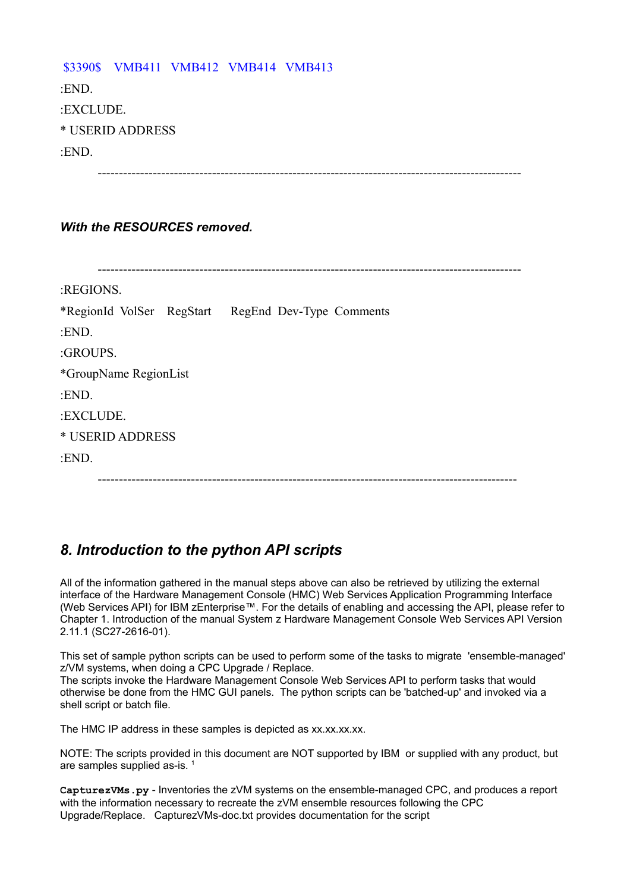$3390$ VMB411 VMB412 VMB414 VMB413

:END.

:EXCLUDE.

* USERID ADDRESS

:END.

----------------------------------------------------------------------------------------------------

***With the RESOURCES removed.***

----------------------------------------------------------------------------------------------------

:REGIONS.

*RegionId VolSer RegStart RegEnd Dev-Type Comments

:END.

:GROUPS.

*GroupName RegionList

:END.

:EXCLUDE.

* USERID ADDRESS

:END.

----------------------------------------------------------------------------------------------------

## *8. Introduction to the python API scripts*

All of the information gathered in the manual steps above can also be retrieved by utilizing the external interface of the Hardware Management Console (HMC) Web Services Application Programming Interface (Web Services API) for IBM zEnterprise™. For the details of enabling and accessing the API, please refer to Chapter 1. Introduction of the manual System z Hardware Management Console Web Services API Version 2.11.1 (SC27-2616-01).

This set of sample python scripts can be used to perform some of the tasks to migrate 'ensemble-managed' z/VM systems, when doing a CPC Upgrade / Replace.
The scripts invoke the Hardware Management Console Web Services API to perform tasks that would otherwise be done from the HMC GUI panels. The python scripts can be 'batched-up' and invoked via a shell script or batch file.

The HMC IP address in these samples is depicted as xx.xx.xx.xx.

NOTE: The scripts provided in this document are NOT supported by IBM or supplied with any product, but are samples supplied as-is. [1]

**`CapturezVMs.py`** - Inventories the zVM systems on the ensemble-managed CPC, and produces a report with the information necessary to recreate the zVM ensemble resources following the CPC Upgrade/Replace. CapturezVMs-doc.txt provides documentation for the script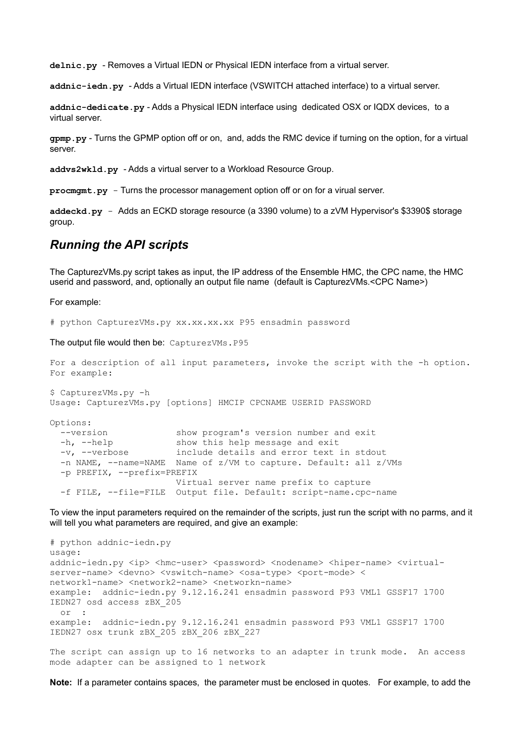**delnic.py** - Removes a Virtual IEDN or Physical IEDN interface from a virtual server.

**addnic-iedn.py** - Adds a Virtual IEDN interface (VSWITCH attached interface) to a virtual server.

**addnic-dedicate.py** - Adds a Physical IEDN interface using dedicated OSX or IQDX devices, to a virtual server.

**gpmp.py** - Turns the GPMP option off or on, and, adds the RMC device if turning on the option, for a virtual server.

**addvs2wkld.py** - Adds a virtual server to a Workload Resource Group.

**procmgmt.py** - Turns the processor management option off or on for a virual server.

**addeckd.py** - Adds an ECKD storage resource (a 3390 volume) to a zVM Hypervisor's $3390$ storage group.

## *Running the API scripts*

The CapturezVMs.py script takes as input, the IP address of the Ensemble HMC, the CPC name, the HMC userid and password, and, optionally an output file name (default is CapturezVMs.<CPC Name>)

For example:

```
# python CapturezVMs.py xx.xx.xx.xx P95 ensadmin password
```

The output file would then be: `CapturezVMs.P95`

```
For a description of all input parameters, invoke the script with the -h option.
For example:

$ CapturezVMs.py -h
Usage: CapturezVMs.py [options] HMCIP CPCNAME USERID PASSWORD

Options:
  --version             show program's version number and exit
  -h, --help            show this help message and exit
  -v, --verbose         include details and error text in stdout
  -n NAME, --name=NAME  Name of z/VM to capture. Default: all z/VMs
  -p PREFIX, --prefix=PREFIX
                        Virtual server name prefix to capture
  -f FILE, --file=FILE  Output file. Default: script-name.cpc-name
```

To view the input parameters required on the remainder of the scripts, just run the script with no parms, and it will tell you what parameters are required, and give an example:

```
# python addnic-iedn.py
usage:
addnic-iedn.py <ip> <hmc-user> <password> <nodename> <hiper-name> <virtual-
server-name> <devno> <vswitch-name> <osa-type> <port-mode> <
network1-name> <network2-name> <networkn-name>
example:  addnic-iedn.py 9.12.16.241 ensadmin password P93 VML1 GSSF17 1700
IEDN27 osd access zBX_205
  or  :
example:  addnic-iedn.py 9.12.16.241 ensadmin password P93 VML1 GSSF17 1700
IEDN27 osx trunk zBX_205 zBX_206 zBX_227

The script can assign up to 16 networks to an adapter in trunk mode.  An access
mode adapter can be assigned to 1 network
```

**Note:** If a parameter contains spaces, the parameter must be enclosed in quotes. For example, to add the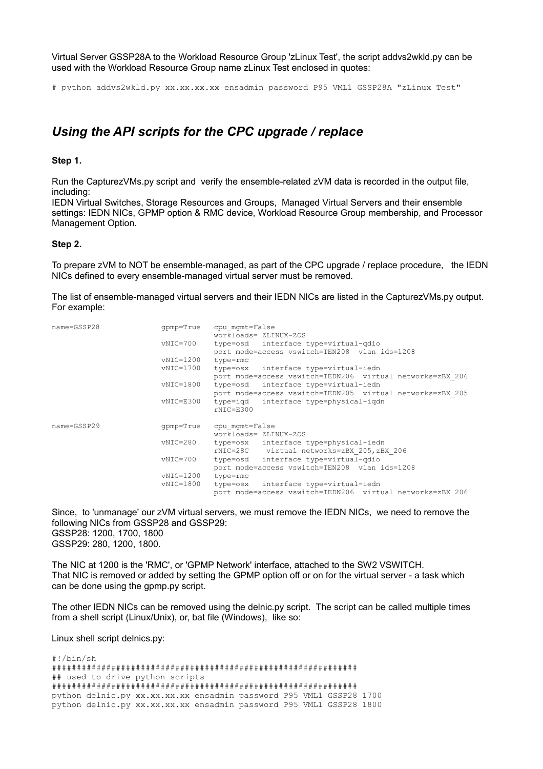Virtual Server GSSP28A to the Workload Resource Group 'zLinux Test', the script addvs2wkld.py can be used with the Workload Resource Group name zLinux Test enclosed in quotes:

```
# python addvs2wkld.py xx.xx.xx.xx ensadmin password P95 VML1 GSSP28A "zLinux Test"
```

## *Using the API scripts for the CPC upgrade / replace*

**Step 1.**

Run the CapturezVMs.py script and verify the ensemble-related zVM data is recorded in the output file, including:
IEDN Virtual Switches, Storage Resources and Groups, Managed Virtual Servers and their ensemble settings: IEDN NICs, GPMP option & RMC device, Workload Resource Group membership, and Processor Management Option.

**Step 2.**

To prepare zVM to NOT be ensemble-managed, as part of the CPC upgrade / replace procedure, the IEDN NICs defined to every ensemble-managed virtual server must be removed.

The list of ensemble-managed virtual servers and their IEDN NICs are listed in the CapturezVMs.py output. For example:

```
name=GSSP28              gpmp=True   cpu_mgmt=False
                                     workloads= ZLINUX-ZOS
                         vNIC=700    type=osd   interface type=virtual-qdio
                                     port mode=access vswitch=TEN208  vlan ids=1208
                         vNIC=1200   type=rmc
                         vNIC=1700   type=osx   interface type=virtual-iedn
                                     port mode=access vswitch=IEDN206  virtual networks=zBX_206
                         vNIC=1800   type=osd   interface type=virtual-iedn
                                     port mode=access vswitch=IEDN205  virtual networks=zBX_205
                         vNIC=E300   type=iqd   interface type=physical-iqdn
                                     rNIC=E300

name=GSSP29              gpmp=True   cpu_mgmt=False
                                     workloads= ZLINUX-ZOS
                         vNIC=280    type=osx   interface type=physical-iedn
                                     rNIC=28C    virtual networks=zBX_205,zBX_206
                         vNIC=700    type=osd   interface type=virtual-qdio
                                     port mode=access vswitch=TEN208  vlan ids=1208
                         vNIC=1200   type=rmc
                         vNIC=1800   type=osx   interface type=virtual-iedn
                                     port mode=access vswitch=IEDN206  virtual networks=zBX_206
```

Since, to 'unmanage' our zVM virtual servers, we must remove the IEDN NICs, we need to remove the following NICs from GSSP28 and GSSP29:
GSSP28: 1200, 1700, 1800
GSSP29: 280, 1200, 1800.

The NIC at 1200 is the 'RMC', or 'GPMP Network' interface, attached to the SW2 VSWITCH.
That NIC is removed or added by setting the GPMP option off or on for the virtual server - a task which can be done using the gpmp.py script.

The other IEDN NICs can be removed using the delnic.py script. The script can be called multiple times from a shell script (Linux/Unix), or, bat file (Windows), like so:

Linux shell script delnics.py:

```
#!/bin/sh
############################################################
## used to drive python scripts
############################################################
python delnic.py xx.xx.xx.xx ensadmin password P95 VML1 GSSP28 1700
python delnic.py xx.xx.xx.xx ensadmin password P95 VML1 GSSP28 1800
```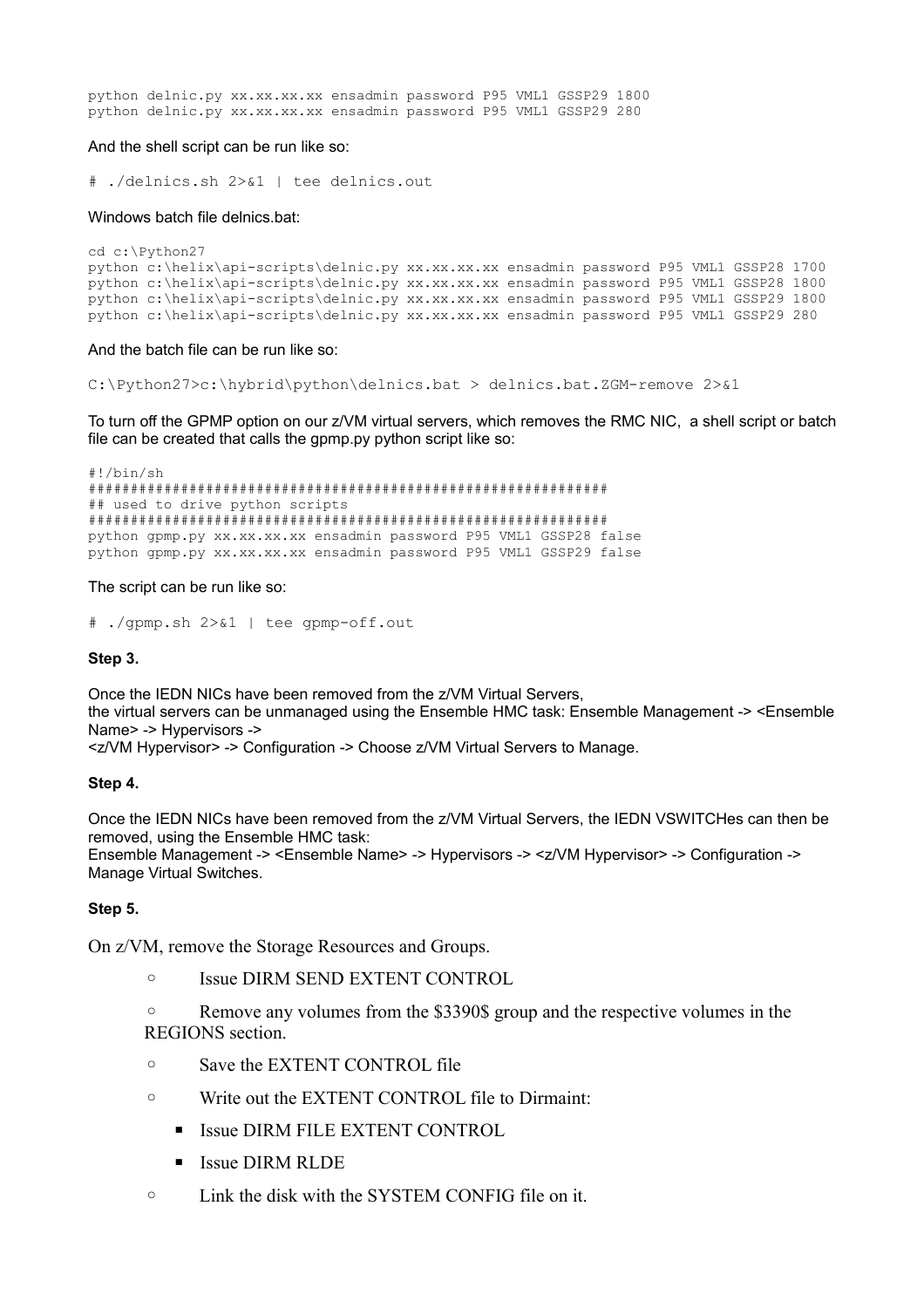```
python delnic.py xx.xx.xx.xx ensadmin password P95 VML1 GSSP29 1800
python delnic.py xx.xx.xx.xx ensadmin password P95 VML1 GSSP29 280
```

And the shell script can be run like so:

```
# ./delnics.sh 2>&1 | tee delnics.out
```

Windows batch file delnics.bat:

```
cd c:\Python27
python c:\helix\api-scripts\delnic.py xx.xx.xx.xx ensadmin password P95 VML1 GSSP28 1700
python c:\helix\api-scripts\delnic.py xx.xx.xx.xx ensadmin password P95 VML1 GSSP28 1800
python c:\helix\api-scripts\delnic.py xx.xx.xx.xx ensadmin password P95 VML1 GSSP29 1800
python c:\helix\api-scripts\delnic.py xx.xx.xx.xx ensadmin password P95 VML1 GSSP29 280
```

And the batch file can be run like so:

```
C:\Python27>c:\hybrid\python\delnics.bat > delnics.bat.ZGM-remove 2>&1
```

To turn off the GPMP option on our z/VM virtual servers, which removes the RMC NIC, a shell script or batch file can be created that calls the gpmp.py python script like so:

```
#!/bin/sh
###########################################################
## used to drive python scripts
###########################################################
python gpmp.py xx.xx.xx.xx ensadmin password P95 VML1 GSSP28 false
python gpmp.py xx.xx.xx.xx ensadmin password P95 VML1 GSSP29 false
```

The script can be run like so:

```
# ./gpmp.sh 2>&1 | tee gpmp-off.out
```

**Step 3.**

Once the IEDN NICs have been removed from the z/VM Virtual Servers,
the virtual servers can be unmanaged using the Ensemble HMC task: Ensemble Management -> <Ensemble Name> -> Hypervisors ->
<z/VM Hypervisor> -> Configuration -> Choose z/VM Virtual Servers to Manage.

**Step 4.**

Once the IEDN NICs have been removed from the z/VM Virtual Servers, the IEDN VSWITCHes can then be removed, using the Ensemble HMC task:
Ensemble Management -> <Ensemble Name> -> Hypervisors -> <z/VM Hypervisor> -> Configuration -> Manage Virtual Switches.

**Step 5.**

On z/VM, remove the Storage Resources and Groups.

- Issue DIRM SEND EXTENT CONTROL
- Remove any volumes from the $3390$ group and the respective volumes in the REGIONS section.
- Save the EXTENT CONTROL file
- Write out the EXTENT CONTROL file to Dirmaint:
  - Issue DIRM FILE EXTENT CONTROL
  - Issue DIRM RLDE
- Link the disk with the SYSTEM CONFIG file on it.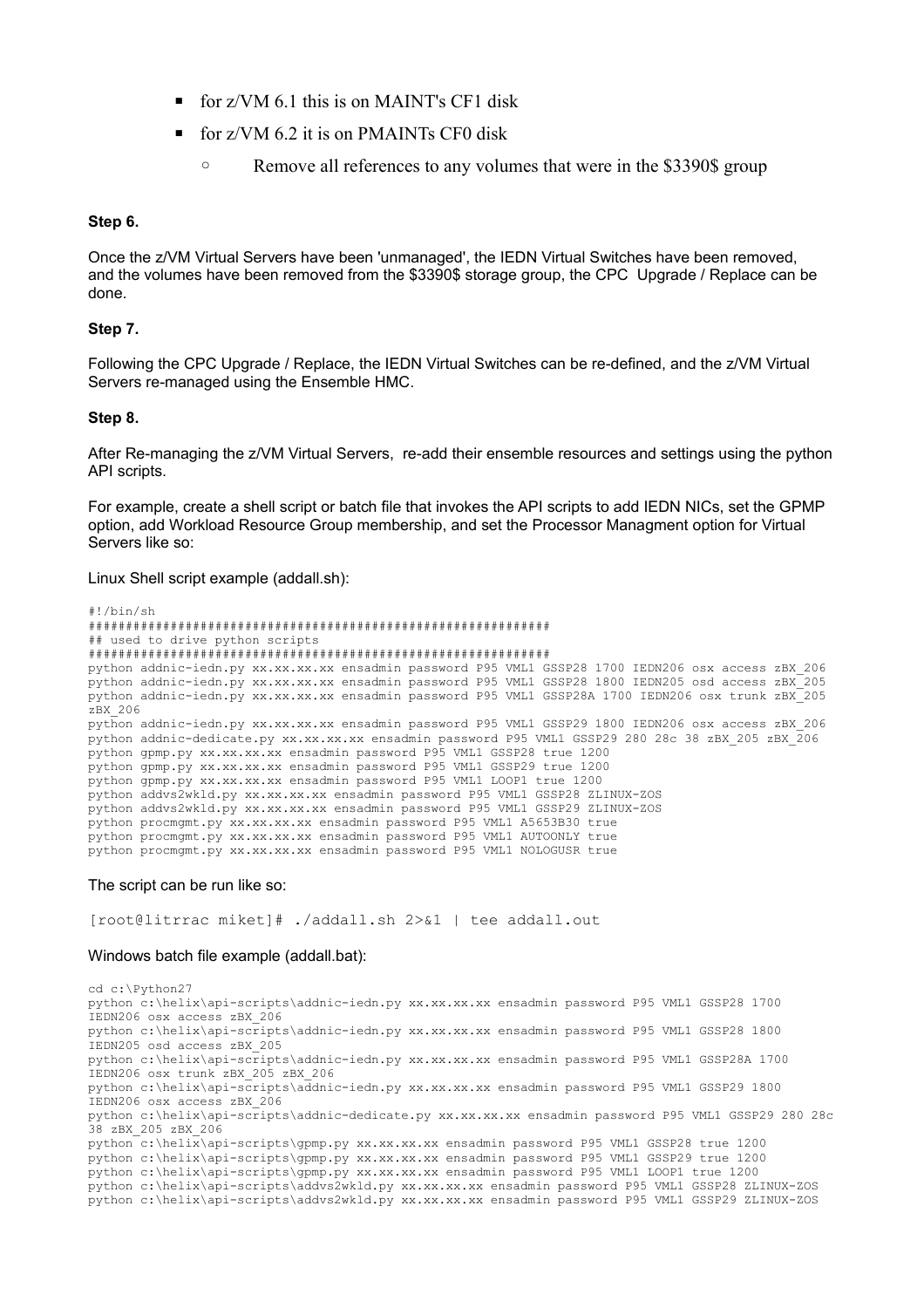- for z/VM 6.1 this is on MAINT's CF1 disk
   - for z/VM 6.2 it is on PMAINTs CF0 disk
     - Remove all references to any volumes that were in the $3390$ group

**Step 6.**

Once the z/VM Virtual Servers have been 'unmanaged', the IEDN Virtual Switches have been removed, and the volumes have been removed from the $3390$ storage group, the CPC Upgrade / Replace can be done.

**Step 7.**

Following the CPC Upgrade / Replace, the IEDN Virtual Switches can be re-defined, and the z/VM Virtual Servers re-managed using the Ensemble HMC.

**Step 8.**

After Re-managing the z/VM Virtual Servers, re-add their ensemble resources and settings using the python API scripts.

For example, create a shell script or batch file that invokes the API scripts to add IEDN NICs, set the GPMP option, add Workload Resource Group membership, and set the Processor Managment option for Virtual Servers like so:

Linux Shell script example (addall.sh):

```
#!/bin/sh
############################################################
## used to drive python scripts
############################################################
python addnic-iedn.py xx.xx.xx.xx ensadmin password P95 VML1 GSSP28 1700 IEDN206 osx access zBX_206
python addnic-iedn.py xx.xx.xx.xx ensadmin password P95 VML1 GSSP28 1800 IEDN205 osd access zBX_205
python addnic-iedn.py xx.xx.xx.xx ensadmin password P95 VML1 GSSP28A 1700 IEDN206 osx trunk zBX_205
zBX_206
python addnic-iedn.py xx.xx.xx.xx ensadmin password P95 VML1 GSSP29 1800 IEDN206 osx access zBX_206
python addnic-dedicate.py xx.xx.xx.xx ensadmin password P95 VML1 GSSP29 280 28c 38 zBX_205 zBX_206
python gpmp.py xx.xx.xx.xx ensadmin password P95 VML1 GSSP28 true 1200
python gpmp.py xx.xx.xx.xx ensadmin password P95 VML1 GSSP29 true 1200
python gpmp.py xx.xx.xx.xx ensadmin password P95 VML1 LOOP1 true 1200
python addvs2wkld.py xx.xx.xx.xx ensadmin password P95 VML1 GSSP28 ZLINUX-ZOS
python addvs2wkld.py xx.xx.xx.xx ensadmin password P95 VML1 GSSP29 ZLINUX-ZOS
python procmgmt.py xx.xx.xx.xx ensadmin password P95 VML1 A5653B30 true
python procmgmt.py xx.xx.xx.xx ensadmin password P95 VML1 AUTOONLY true
python procmgmt.py xx.xx.xx.xx ensadmin password P95 VML1 NOLOGUSR true
```

The script can be run like so:

```
[root@litrrac miket]# ./addall.sh 2>&1 | tee addall.out
```

Windows batch file example (addall.bat):

```
cd c:\Python27
python c:\helix\api-scripts\addnic-iedn.py xx.xx.xx.xx ensadmin password P95 VML1 GSSP28 1700
IEDN206 osx access zBX_206
python c:\helix\api-scripts\addnic-iedn.py xx.xx.xx.xx ensadmin password P95 VML1 GSSP28 1800
IEDN205 osd access zBX_205
python c:\helix\api-scripts\addnic-iedn.py xx.xx.xx.xx ensadmin password P95 VML1 GSSP28A 1700
IEDN206 osx trunk zBX_205 zBX_206
python c:\helix\api-scripts\addnic-iedn.py xx.xx.xx.xx ensadmin password P95 VML1 GSSP29 1800
IEDN206 osx access zBX_206
python c:\helix\api-scripts\addnic-dedicate.py xx.xx.xx.xx ensadmin password P95 VML1 GSSP29 280 28c
38 zBX_205 zBX_206
python c:\helix\api-scripts\gpmp.py xx.xx.xx.xx ensadmin password P95 VML1 GSSP28 true 1200
python c:\helix\api-scripts\gpmp.py xx.xx.xx.xx ensadmin password P95 VML1 GSSP29 true 1200
python c:\helix\api-scripts\gpmp.py xx.xx.xx.xx ensadmin password P95 VML1 LOOP1 true 1200
python c:\helix\api-scripts\addvs2wkld.py xx.xx.xx.xx ensadmin password P95 VML1 GSSP28 ZLINUX-ZOS
python c:\helix\api-scripts\addvs2wkld.py xx.xx.xx.xx ensadmin password P95 VML1 GSSP29 ZLINUX-ZOS
```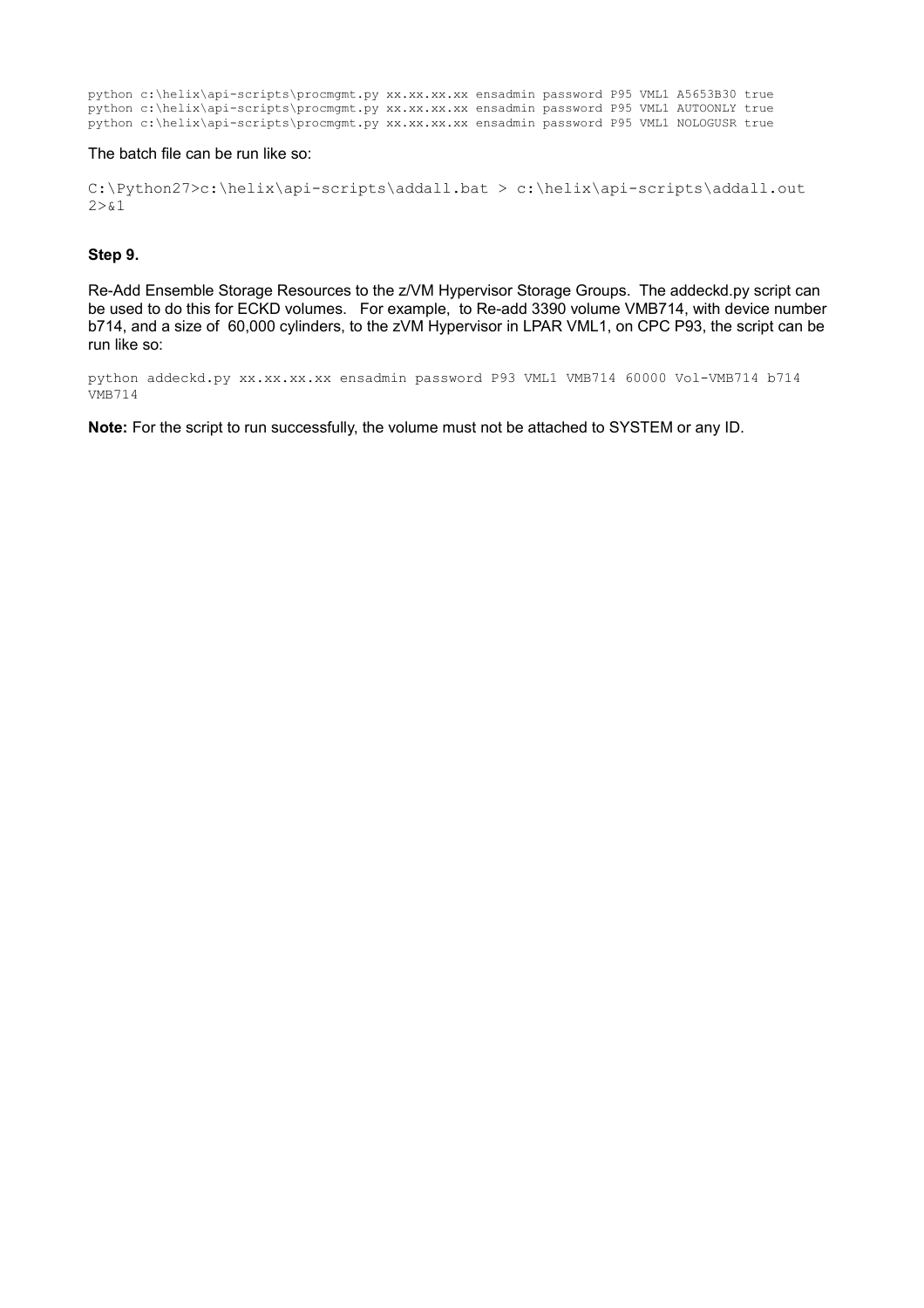```
python c:\helix\api-scripts\procmgmt.py xx.xx.xx.xx ensadmin password P95 VML1 A5653B30 true
python c:\helix\api-scripts\procmgmt.py xx.xx.xx.xx ensadmin password P95 VML1 AUTOONLY true
python c:\helix\api-scripts\procmgmt.py xx.xx.xx.xx ensadmin password P95 VML1 NOLOGUSR true
```

The batch file can be run like so:

```
C:\Python27>c:\helix\api-scripts\addall.bat > c:\helix\api-scripts\addall.out 2>&1
```

**Step 9.**

Re-Add Ensemble Storage Resources to the z/VM Hypervisor Storage Groups. The addeckd.py script can be used to do this for ECKD volumes. For example, to Re-add 3390 volume VMB714, with device number b714, and a size of 60,000 cylinders, to the zVM Hypervisor in LPAR VML1, on CPC P93, the script can be run like so:

```
python addeckd.py xx.xx.xx.xx ensadmin password P93 VML1 VMB714 60000 Vol-VMB714 b714 VMB714
```

**Note:** For the script to run successfully, the volume must not be attached to SYSTEM or any ID.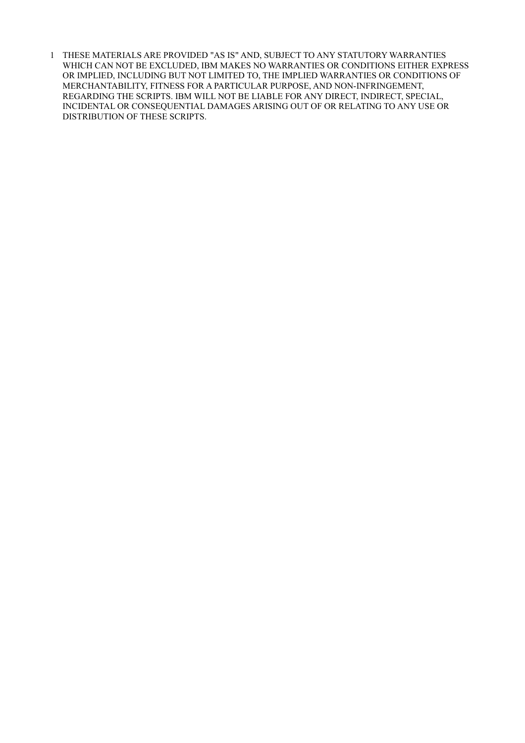1 THESE MATERIALS ARE PROVIDED "AS IS" AND, SUBJECT TO ANY STATUTORY WARRANTIES WHICH CAN NOT BE EXCLUDED, IBM MAKES NO WARRANTIES OR CONDITIONS EITHER EXPRESS OR IMPLIED, INCLUDING BUT NOT LIMITED TO, THE IMPLIED WARRANTIES OR CONDITIONS OF MERCHANTABILITY, FITNESS FOR A PARTICULAR PURPOSE, AND NON-INFRINGEMENT, REGARDING THE SCRIPTS. IBM WILL NOT BE LIABLE FOR ANY DIRECT, INDIRECT, SPECIAL, INCIDENTAL OR CONSEQUENTIAL DAMAGES ARISING OUT OF OR RELATING TO ANY USE OR DISTRIBUTION OF THESE SCRIPTS.